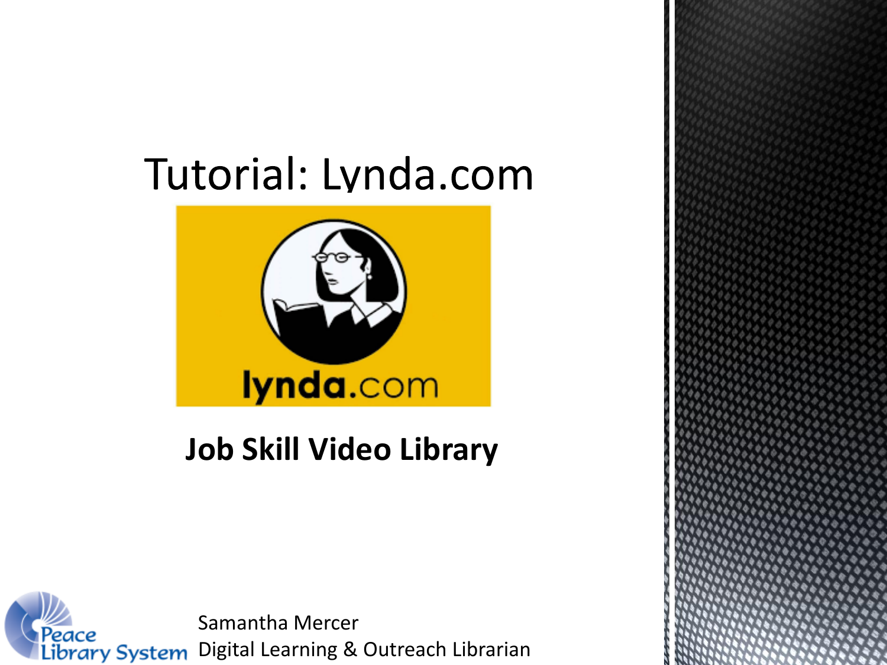# Tutorial: Lynda.com

## Job Skill Video Library

Samantha Mercer
Digital Learning & Outreach Librarian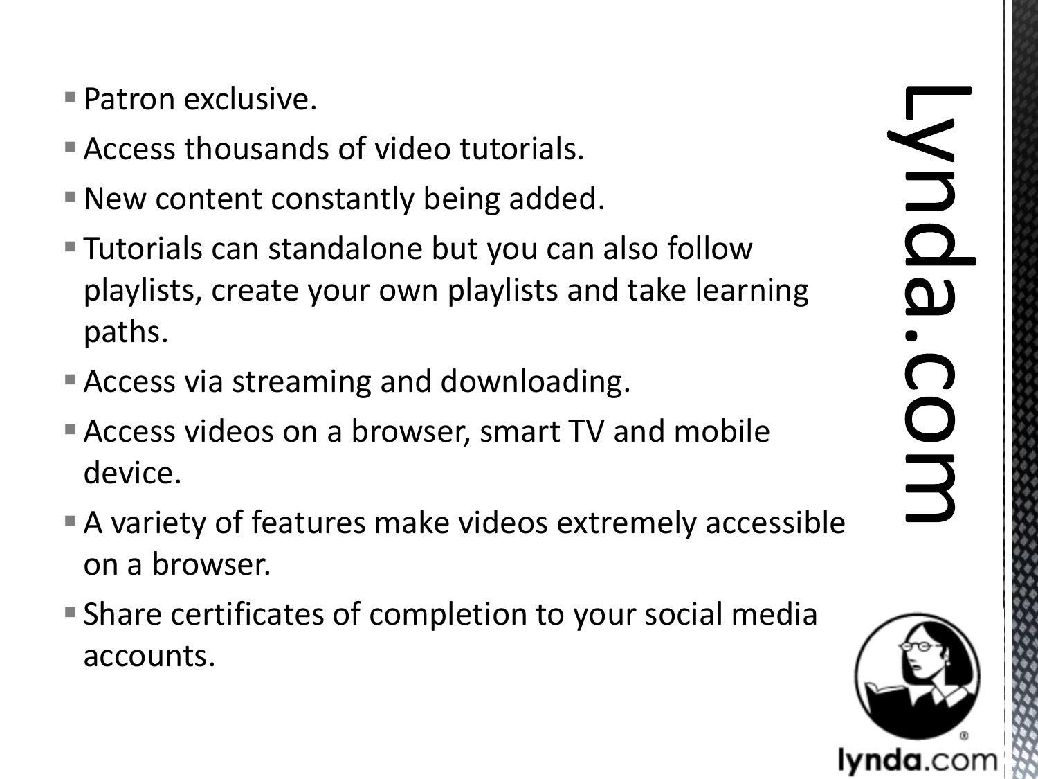# Lynda.com

- Patron exclusive.
- Access thousands of video tutorials.
- New content constantly being added.
- Tutorials can standalone but you can also follow playlists, create your own playlists and take learning paths.
- Access via streaming and downloading.
- Access videos on a browser, smart TV and mobile device.
- A variety of features make videos extremely accessible on a browser.
- Share certificates of completion to your social media accounts.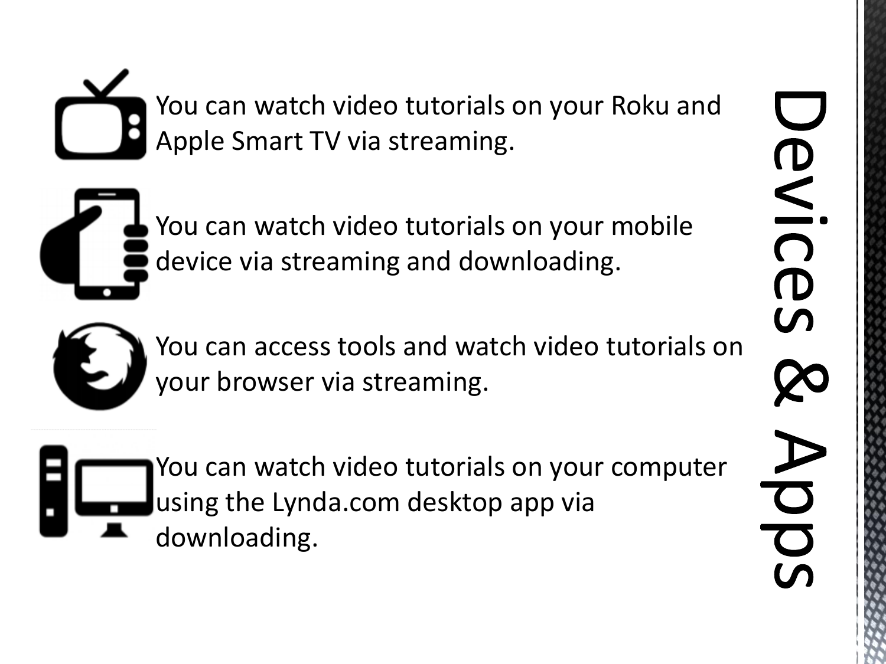# Devices & Apps

You can watch video tutorials on your Roku and Apple Smart TV via streaming.

You can watch video tutorials on your mobile device via streaming and downloading.

You can access tools and watch video tutorials on your browser via streaming.

You can watch video tutorials on your computer using the Lynda.com desktop app via downloading.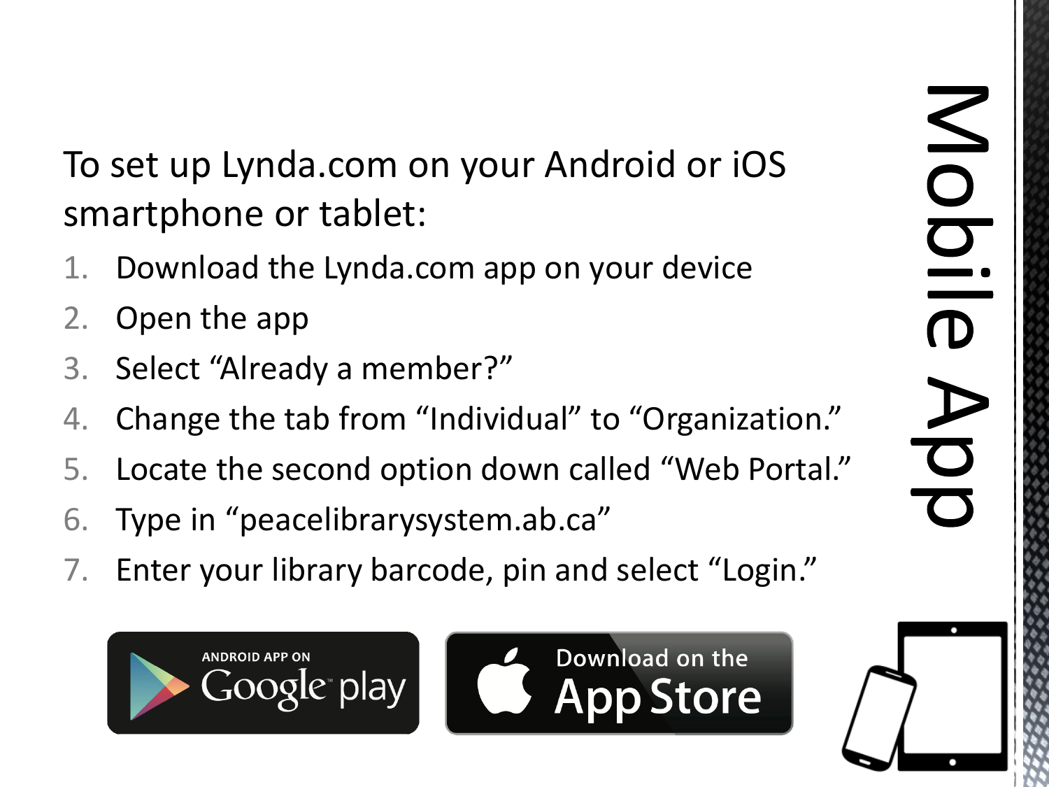# Mobile App

To set up Lynda.com on your Android or iOS smartphone or tablet:

1. Download the Lynda.com app on your device
2. Open the app
3. Select “Already a member?”
4. Change the tab from “Individual” to “Organization.”
5. Locate the second option down called “Web Portal.”
6. Type in “peacelibrarysystem.ab.ca”
7. Enter your library barcode, pin and select “Login.”

ANDROID APP ON Google play

Download on the App Store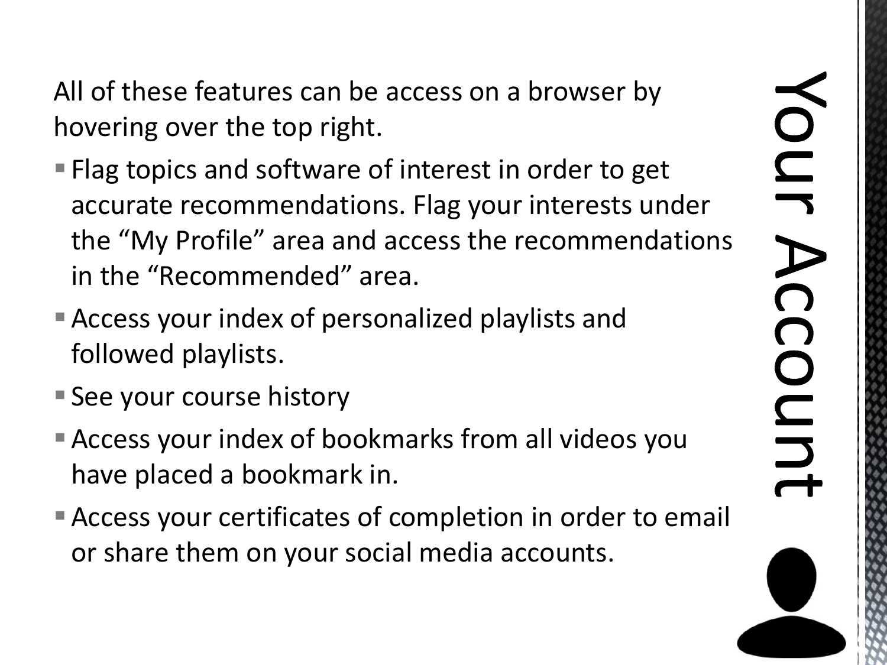# Your Account

All of these features can be access on a browser by hovering over the top right.

- Flag topics and software of interest in order to get accurate recommendations. Flag your interests under the “My Profile” area and access the recommendations in the “Recommended” area.
- Access your index of personalized playlists and followed playlists.
- See your course history
- Access your index of bookmarks from all videos you have placed a bookmark in.
- Access your certificates of completion in order to email or share them on your social media accounts.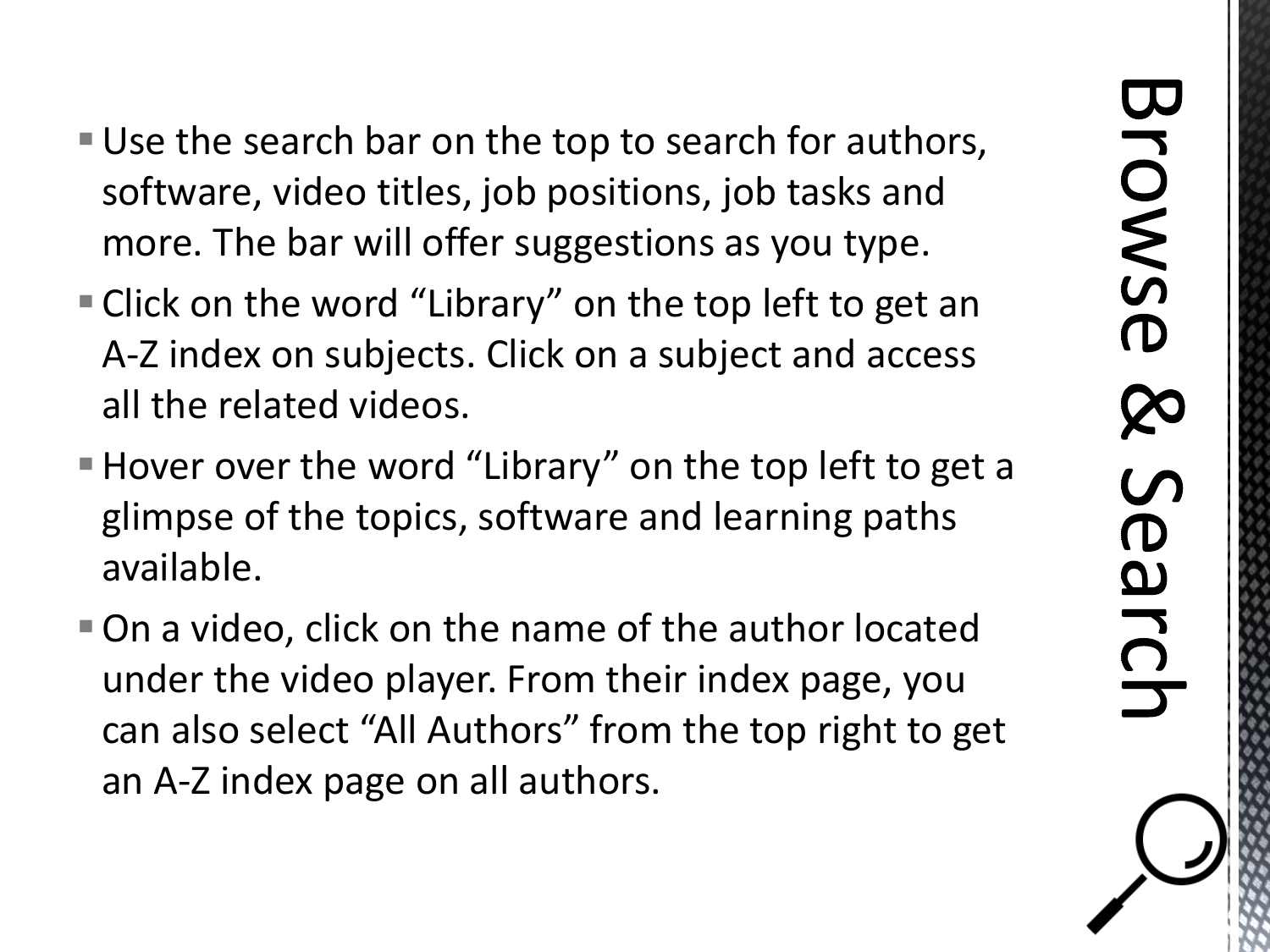# Browse & Search

- Use the search bar on the top to search for authors, software, video titles, job positions, job tasks and more. The bar will offer suggestions as you type.
- Click on the word "Library" on the top left to get an A-Z index on subjects. Click on a subject and access all the related videos.
- Hover over the word "Library" on the top left to get a glimpse of the topics, software and learning paths available.
- On a video, click on the name of the author located under the video player. From their index page, you can also select "All Authors" from the top right to get an A-Z index page on all authors.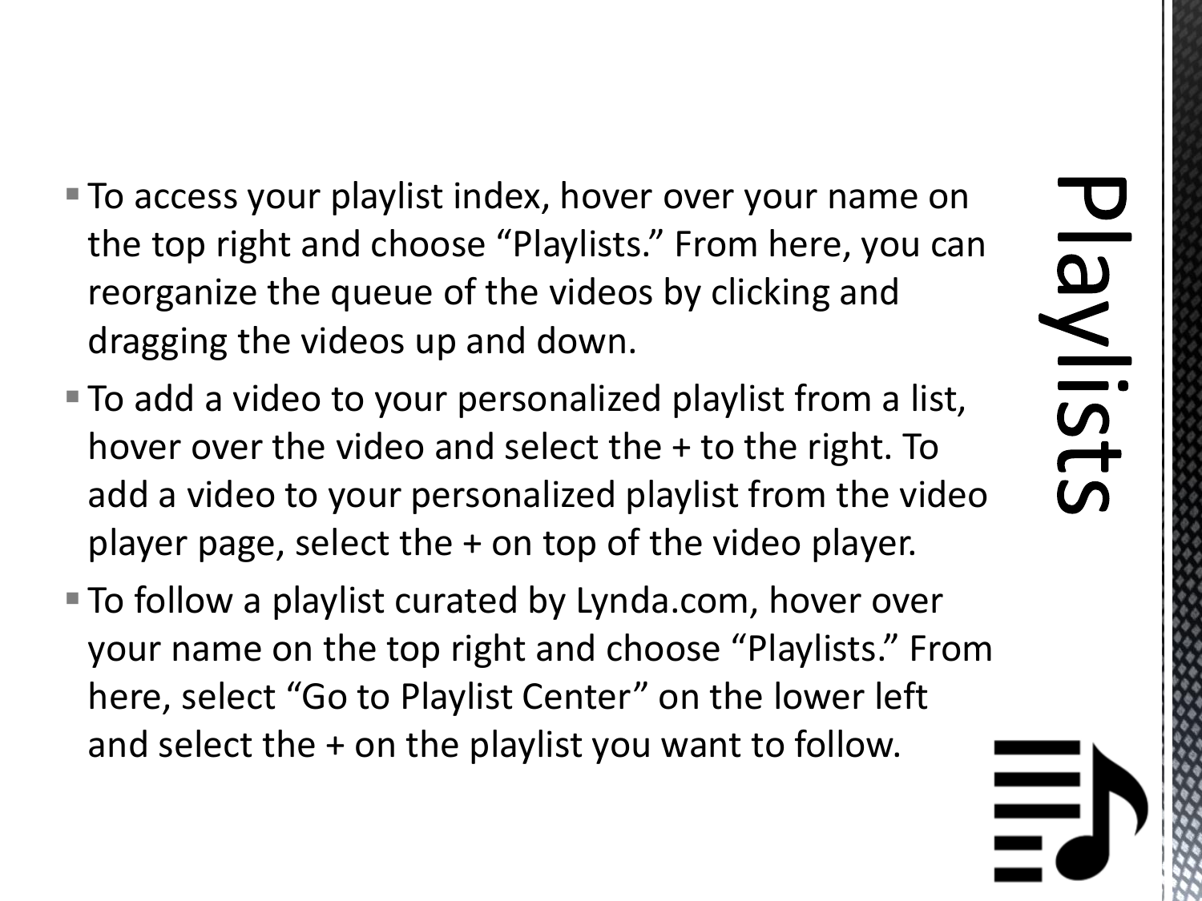# Playlists

- To access your playlist index, hover over your name on the top right and choose “Playlists.” From here, you can reorganize the queue of the videos by clicking and dragging the videos up and down.
- To add a video to your personalized playlist from a list, hover over the video and select the + to the right. To add a video to your personalized playlist from the video player page, select the + on top of the video player.
- To follow a playlist curated by Lynda.com, hover over your name on the top right and choose “Playlists.” From here, select “Go to Playlist Center” on the lower left and select the + on the playlist you want to follow.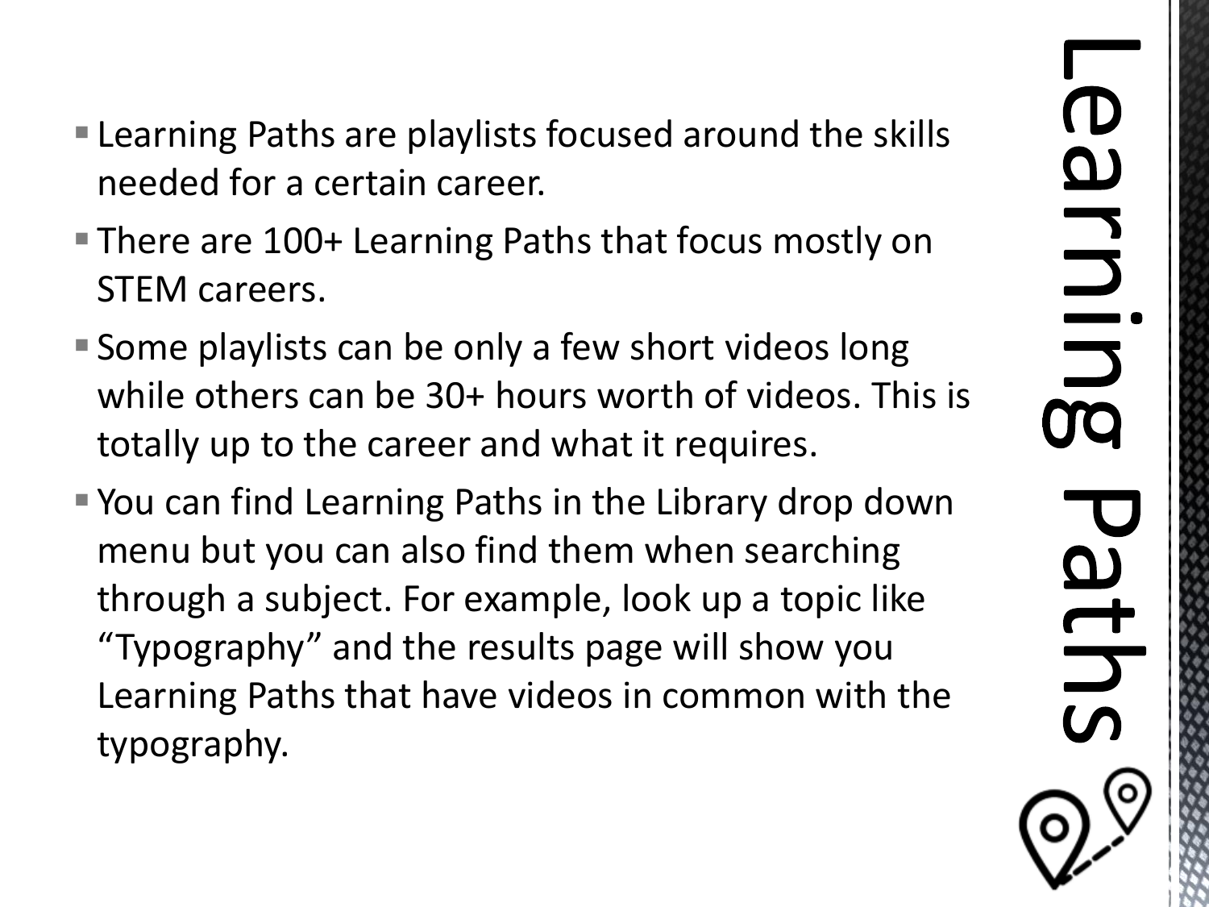# Learning Paths

- Learning Paths are playlists focused around the skills needed for a certain career.
- There are 100+ Learning Paths that focus mostly on STEM careers.
- Some playlists can be only a few short videos long while others can be 30+ hours worth of videos. This is totally up to the career and what it requires.
- You can find Learning Paths in the Library drop down menu but you can also find them when searching through a subject. For example, look up a topic like "Typography" and the results page will show you Learning Paths that have videos in common with the typography.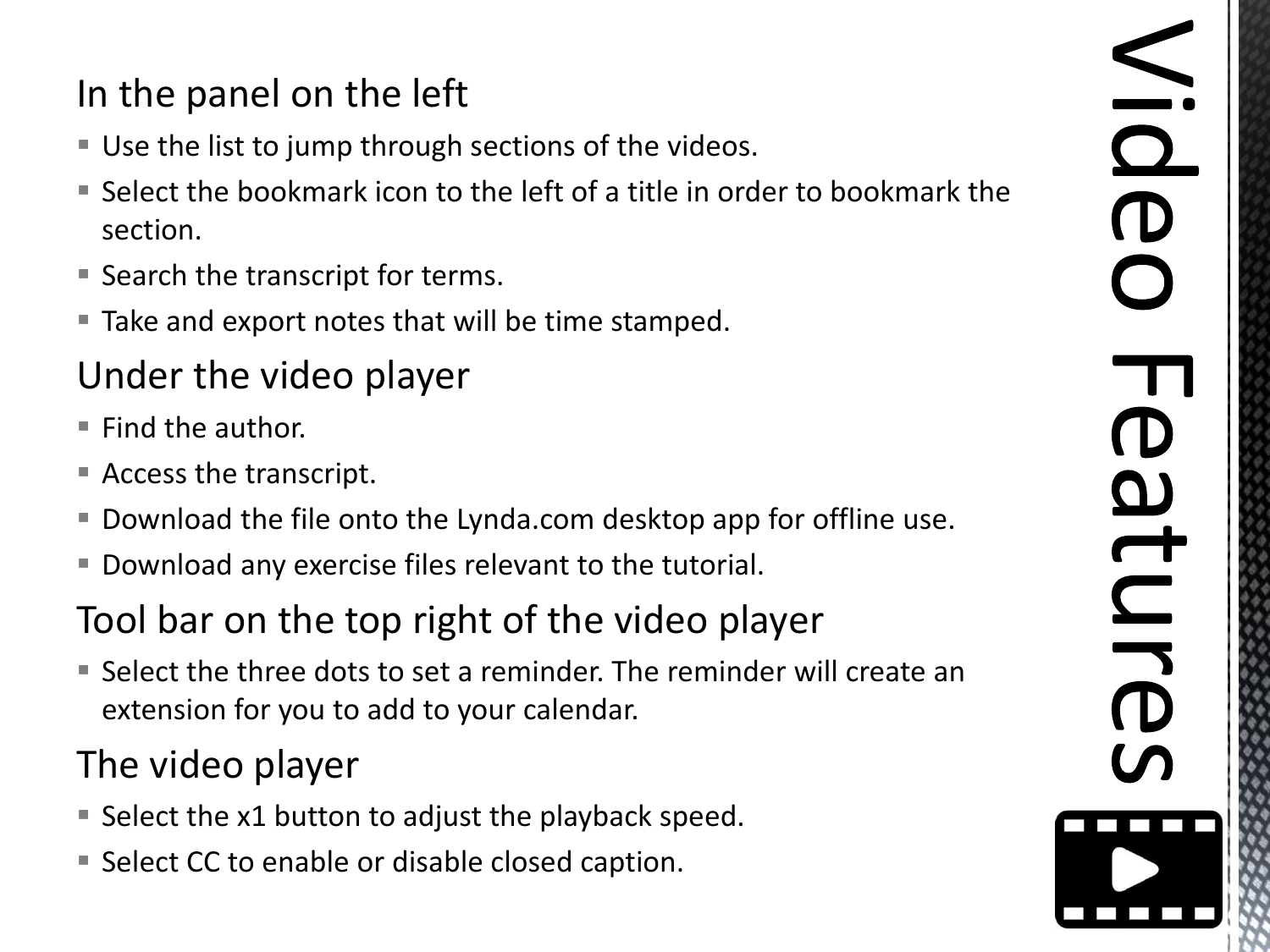# Video Features

## In the panel on the left

- Use the list to jump through sections of the videos.
- Select the bookmark icon to the left of a title in order to bookmark the section.
- Search the transcript for terms.
- Take and export notes that will be time stamped.

## Under the video player

- Find the author.
- Access the transcript.
- Download the file onto the Lynda.com desktop app for offline use.
- Download any exercise files relevant to the tutorial.

## Tool bar on the top right of the video player

- Select the three dots to set a reminder. The reminder will create an extension for you to add to your calendar.

## The video player

- Select the x1 button to adjust the playback speed.
- Select CC to enable or disable closed caption.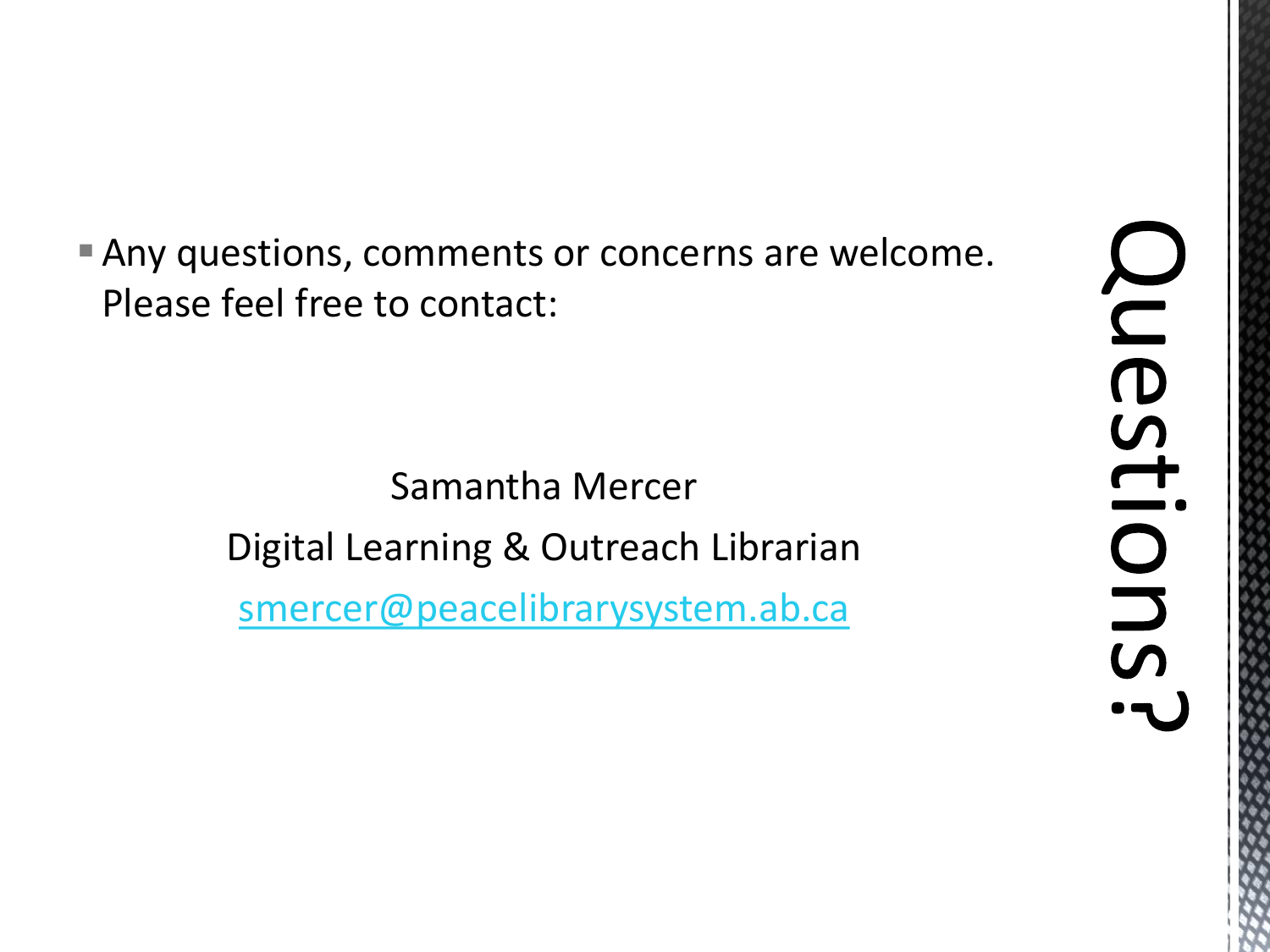# Questions?

- Any questions, comments or concerns are welcome. Please feel free to contact:

Samantha Mercer

Digital Learning & Outreach Librarian

smercer@peacelibrarysystem.ab.ca